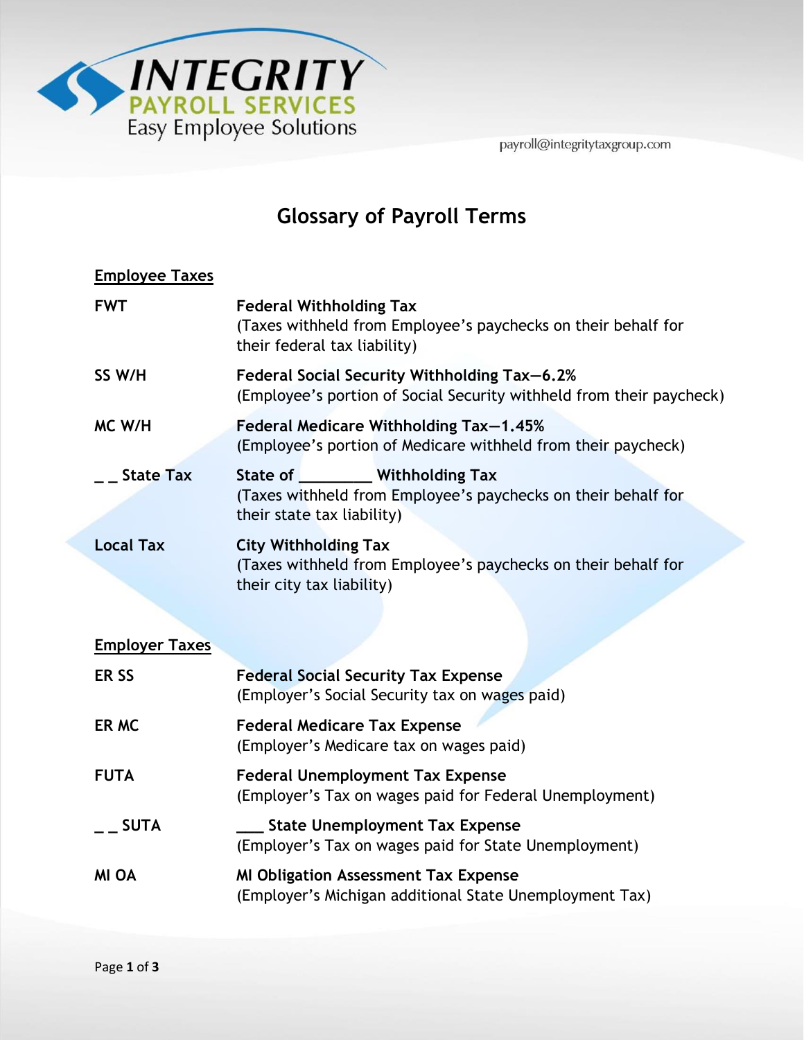INTEGRITY
PAYROLL SERVICES
Easy Employee Solutions

payroll@integritytaxgroup.com

# Glossary of Payroll Terms

## Employee Taxes

| | |
|---|---|
| **FWT** | **Federal Withholding Tax**<br>(Taxes withheld from Employee's paychecks on their behalf for their federal tax liability) |
| **SS W/H** | **Federal Social Security Withholding Tax—6.2%**<br>(Employee's portion of Social Security withheld from their paycheck) |
| **MC W/H** | **Federal Medicare Withholding Tax—1.45%**<br>(Employee's portion of Medicare withheld from their paycheck) |
| **_ _ State Tax** | **State of ________ Withholding Tax**<br>(Taxes withheld from Employee's paychecks on their behalf for their state tax liability) |
| **Local Tax** | **City Withholding Tax**<br>(Taxes withheld from Employee's paychecks on their behalf for their city tax liability) |

## Employer Taxes

| | |
|---|---|
| **ER SS** | **Federal Social Security Tax Expense**<br>(Employer's Social Security tax on wages paid) |
| **ER MC** | **Federal Medicare Tax Expense**<br>(Employer's Medicare tax on wages paid) |
| **FUTA** | **Federal Unemployment Tax Expense**<br>(Employer's Tax on wages paid for Federal Unemployment) |
| **_ _ SUTA** | **___ State Unemployment Tax Expense**<br>(Employer's Tax on wages paid for State Unemployment) |
| **MI OA** | **MI Obligation Assessment Tax Expense**<br>(Employer's Michigan additional State Unemployment Tax) |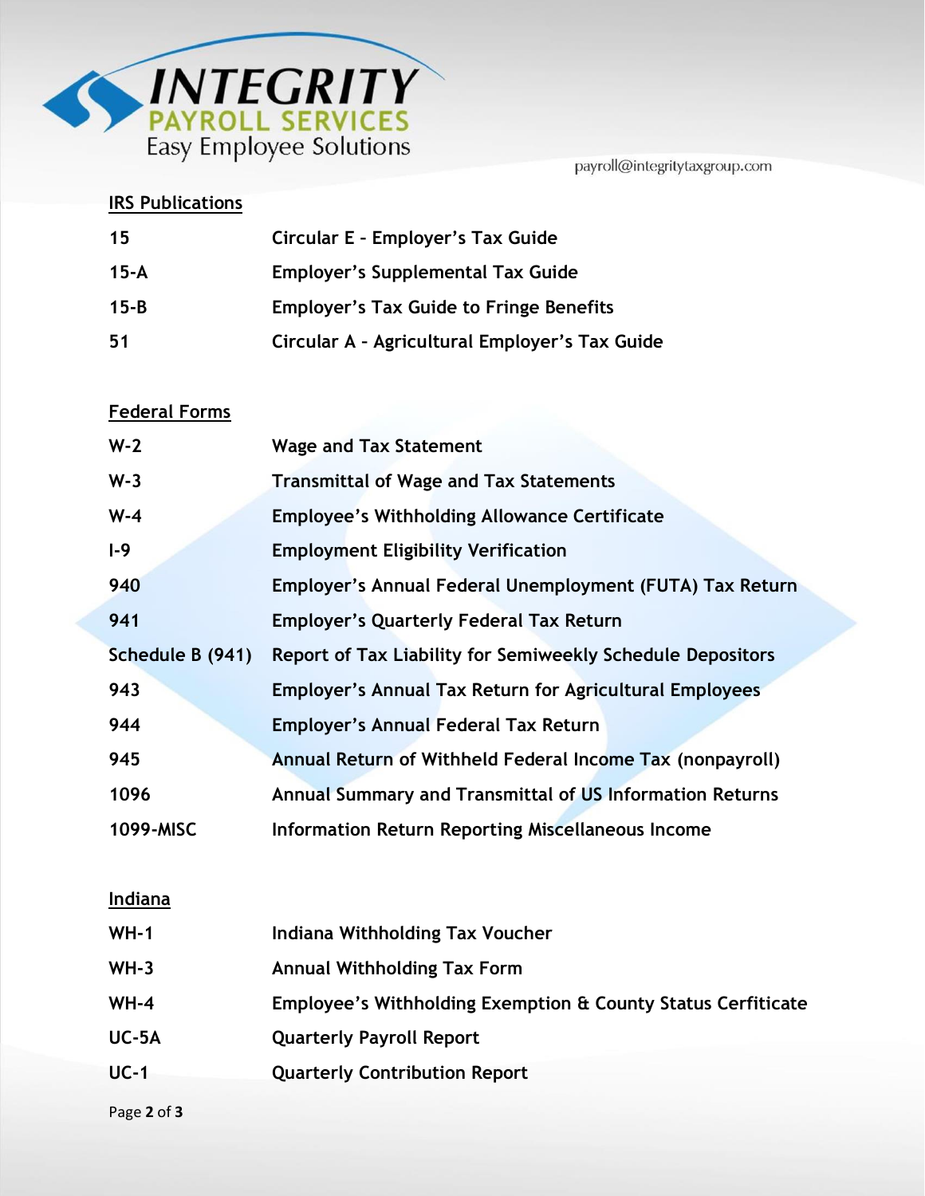payroll@integritytaxgroup.com

## IRS Publications

| | |
|---|---|
| 15 | Circular E – Employer's Tax Guide |
| 15-A | Employer's Supplemental Tax Guide |
| 15-B | Employer's Tax Guide to Fringe Benefits |
| 51 | Circular A – Agricultural Employer's Tax Guide |

## Federal Forms

| | |
|---|---|
| W-2 | Wage and Tax Statement |
| W-3 | Transmittal of Wage and Tax Statements |
| W-4 | Employee's Withholding Allowance Certificate |
| I-9 | Employment Eligibility Verification |
| 940 | Employer's Annual Federal Unemployment (FUTA) Tax Return |
| 941 | Employer's Quarterly Federal Tax Return |
| Schedule B (941) | Report of Tax Liability for Semiweekly Schedule Depositors |
| 943 | Employer's Annual Tax Return for Agricultural Employees |
| 944 | Employer's Annual Federal Tax Return |
| 945 | Annual Return of Withheld Federal Income Tax (nonpayroll) |
| 1096 | Annual Summary and Transmittal of US Information Returns |
| 1099-MISC | Information Return Reporting Miscellaneous Income |

## Indiana

| | |
|---|---|
| WH-1 | Indiana Withholding Tax Voucher |
| WH-3 | Annual Withholding Tax Form |
| WH-4 | Employee's Withholding Exemption & County Status Cerfiticate |
| UC-5A | Quarterly Payroll Report |
| UC-1 | Quarterly Contribution Report |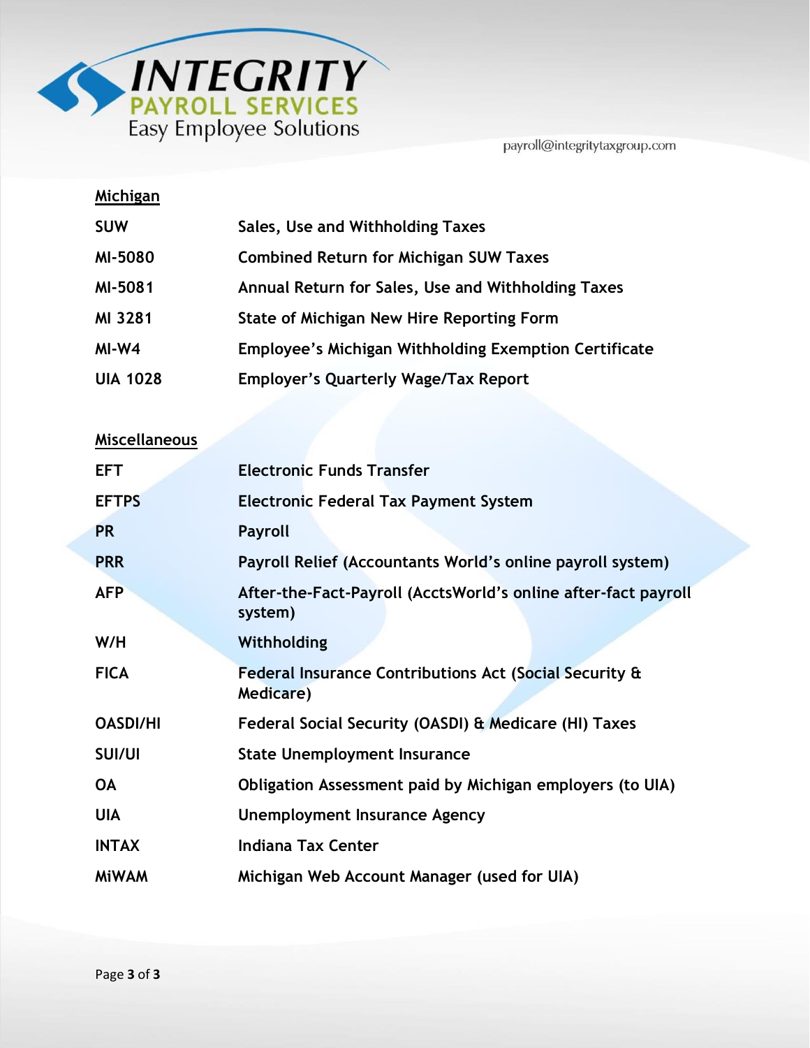INTEGRITY PAYROLL SERVICES
Easy Employee Solutions

payroll@integritytaxgroup.com

## Michigan

| | |
|---|---|
| SUW | Sales, Use and Withholding Taxes |
| MI-5080 | Combined Return for Michigan SUW Taxes |
| MI-5081 | Annual Return for Sales, Use and Withholding Taxes |
| MI 3281 | State of Michigan New Hire Reporting Form |
| MI-W4 | Employee's Michigan Withholding Exemption Certificate |
| UIA 1028 | Employer's Quarterly Wage/Tax Report |

## Miscellaneous

| | |
|---|---|
| EFT | Electronic Funds Transfer |
| EFTPS | Electronic Federal Tax Payment System |
| PR | Payroll |
| PRR | Payroll Relief (Accountants World's online payroll system) |
| AFP | After-the-Fact-Payroll (AcctsWorld's online after-fact payroll system) |
| W/H | Withholding |
| FICA | Federal Insurance Contributions Act (Social Security & Medicare) |
| OASDI/HI | Federal Social Security (OASDI) & Medicare (HI) Taxes |
| SUI/UI | State Unemployment Insurance |
| OA | Obligation Assessment paid by Michigan employers (to UIA) |
| UIA | Unemployment Insurance Agency |
| INTAX | Indiana Tax Center |
| MiWAM | Michigan Web Account Manager (used for UIA) |